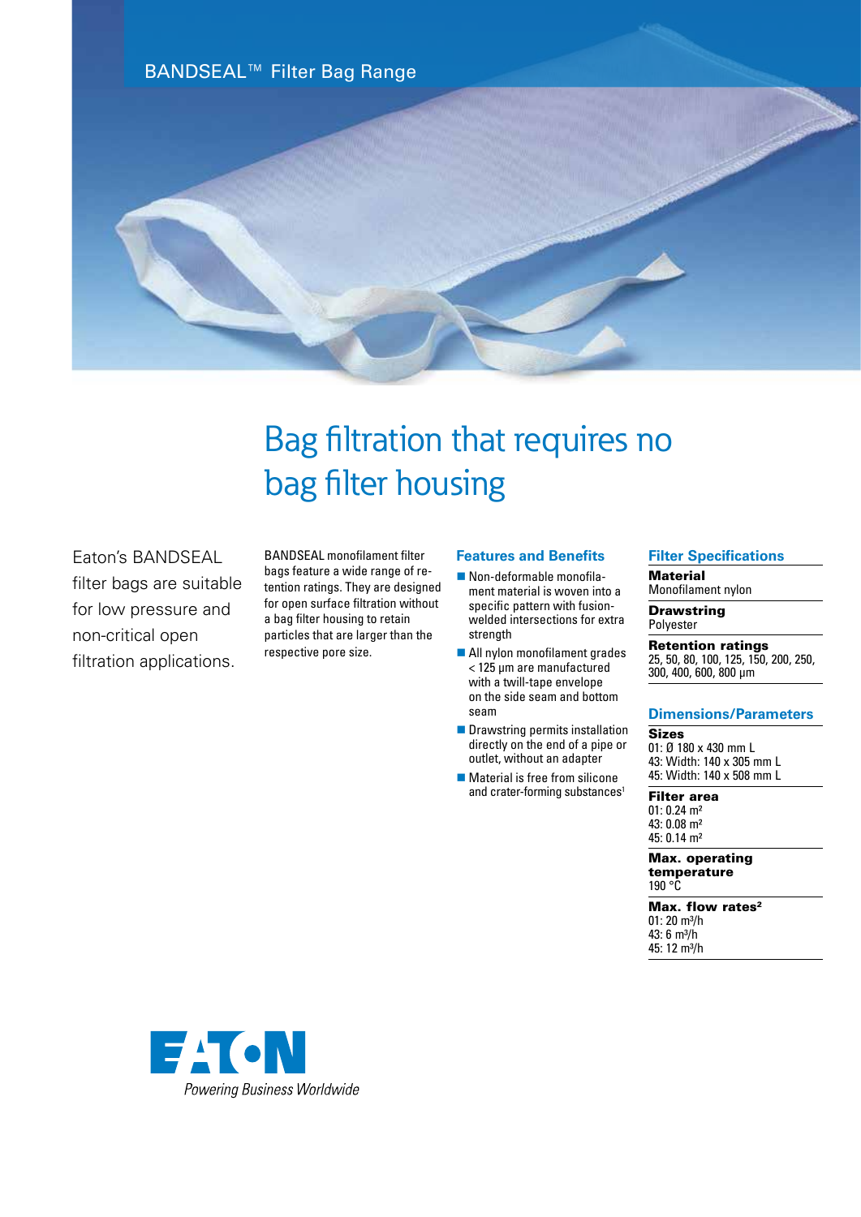BANDSEAL™ Filter Bag Range

# Bag filtration that requires no bag filter housing

Eaton's BANDSEAL filter bags are suitable for low pressure and non-critical open filtration applications.

BANDSEAL monofilament filter bags feature a wide range of retention ratings. They are designed for open surface filtration without a bag filter housing to retain particles that are larger than the respective pore size.

## Features and Benefits

- Non-deformable monofilament material is woven into a specific pattern with fusion-welded intersections for extra strength
- All nylon monofilament grades < 125 µm are manufactured with a twill-tape envelope on the side seam and bottom seam
- Drawstring permits installation directly on the end of a pipe or outlet, without an adapter
- Material is free from silicone and crater-forming substances[1]

## Filter Specifications

**Material**
Monofilament nylon

**Drawstring**
Polyester

**Retention ratings**
25, 50, 80, 100, 125, 150, 200, 250, 300, 400, 600, 800 µm

## Dimensions/Parameters

**Sizes**
01: Ø 180 x 430 mm L
43: Width: 140 x 305 mm L
45: Width: 140 x 508 mm L

**Filter area**
01: 0.24 m²
43: 0.08 m²
45: 0.14 m²

**Max. operating temperature**
190 °C

**Max. flow rates[2]**
01: 20 m³/h
43: 6 m³/h
45: 12 m³/h

EATON
*Powering Business Worldwide*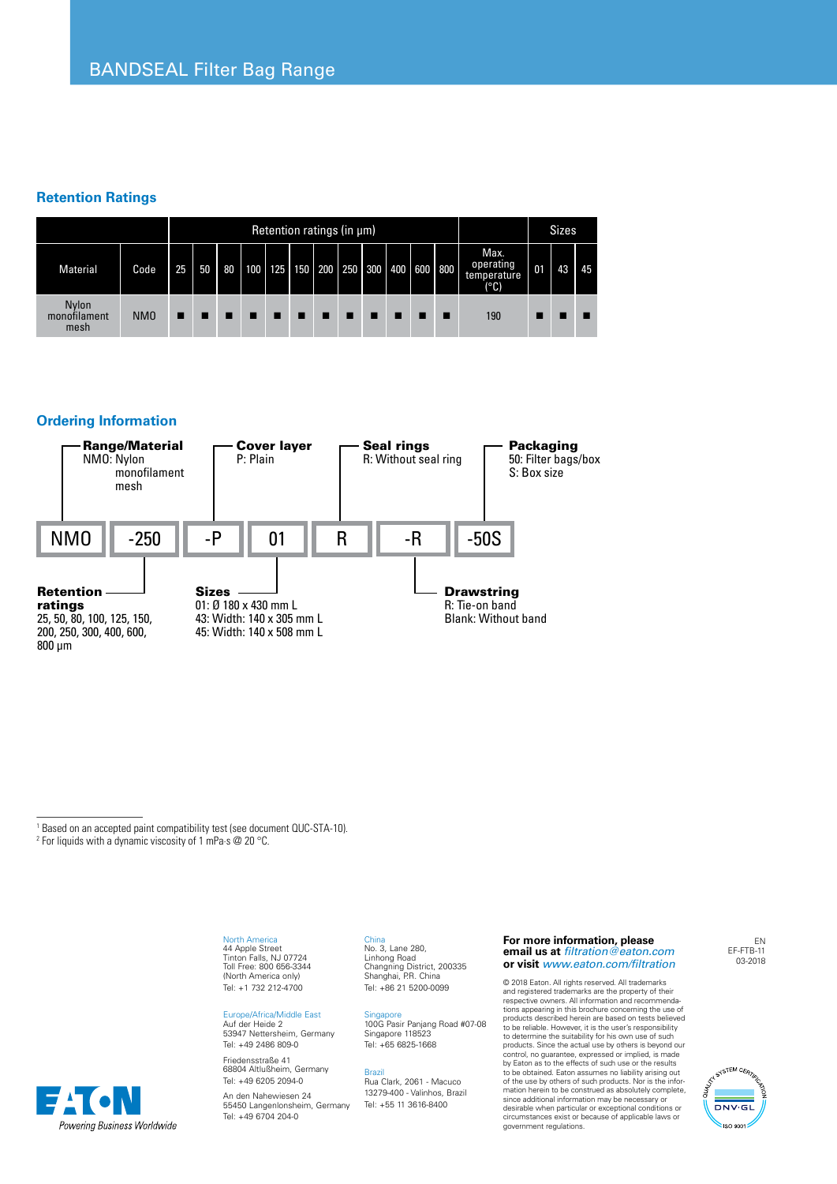## BANDSEAL Filter Bag Range

### Retention Ratings

| Material | Code | Retention ratings (in µm) | | | | | | | | | | | | Max. operating temperature (°C) | Sizes | | |
|---|---|---|---|---|---|---|---|---|---|---|---|---|---|---|---|---|---|
| | | 25 | 50 | 80 | 100 | 125 | 150 | 200 | 250 | 300 | 400 | 600 | 800 | | 01 | 43 | 45 |
| Nylon monofilament mesh | NMO | ■ | ■ | ■ | ■ | ■ | ■ | ■ | ■ | ■ | ■ | ■ | ■ | 190 | ■ | ■ | ■ |

### Ordering Information

NMO -250 -P 01 R -R -50S

**Range/Material**
NMO: Nylon monofilament mesh

**Retention ratings**
25, 50, 80, 100, 125, 150, 200, 250, 300, 400, 600, 800 µm

**Cover layer**
P: Plain

**Sizes**
01: Ø 180 x 430 mm L
43: Width: 140 x 305 mm L
45: Width: 140 x 508 mm L

**Seal rings**
R: Without seal ring

**Drawstring**
R: Tie-on band
Blank: Without band

**Packaging**
50: Filter bags/box
S: Box size

---

[1] Based on an accepted paint compatibility test (see document QUC-STA-10).
[2] For liquids with a dynamic viscosity of 1 mPa·s @ 20 °C.

North America
44 Apple Street
Tinton Falls, NJ 07724
Toll Free: 800 656-3344
(North America only)
Tel: +1 732 212-4700

Europe/Africa/Middle East
Auf der Heide 2
53947 Nettersheim, Germany
Tel: +49 2486 809-0

Friedensstraße 41
68804 Altlußheim, Germany
Tel: +49 6205 2094-0

An den Nahewiesen 24
55450 Langenlonsheim, Germany
Tel: +49 6704 204-0

China
No. 3, Lane 280,
Linhong Road
Changning District, 200335
Shanghai, P.R. China
Tel: +86 21 5200-0099

Singapore
100G Pasir Panjang Road #07-08
Singapore 118523
Tel: +65 6825-1668

Brazil
Rua Clark, 2061 - Macuco
13279-400 - Valinhos, Brazil
Tel: +55 11 3616-8400

**For more information, please email us at** *filtration@eaton.com*
**or visit** *www.eaton.com/filtration*

© 2018 Eaton. All rights reserved. All trademarks and registered trademarks are the property of their respective owners. All information and recommendations appearing in this brochure concerning the use of products described herein are based on tests believed to be reliable. However, it is the user's responsibility to determine the suitability for his own use of such products. Since the actual use by others is beyond our control, no guarantee, expressed or implied, is made by Eaton as to the effects of such use or the results to be obtained. Eaton assumes no liability arising out of the use by others of such products. Nor is the information herein to be construed as absolutely complete, since additional information may be necessary or desirable when particular or exceptional conditions or circumstances exist or because of applicable laws or government regulations.

EN
EF-FTB-11
03-2018

EATON
Powering Business Worldwide

QUALITY SYSTEM CERTIFICATION
DNV·GL
ISO 9001